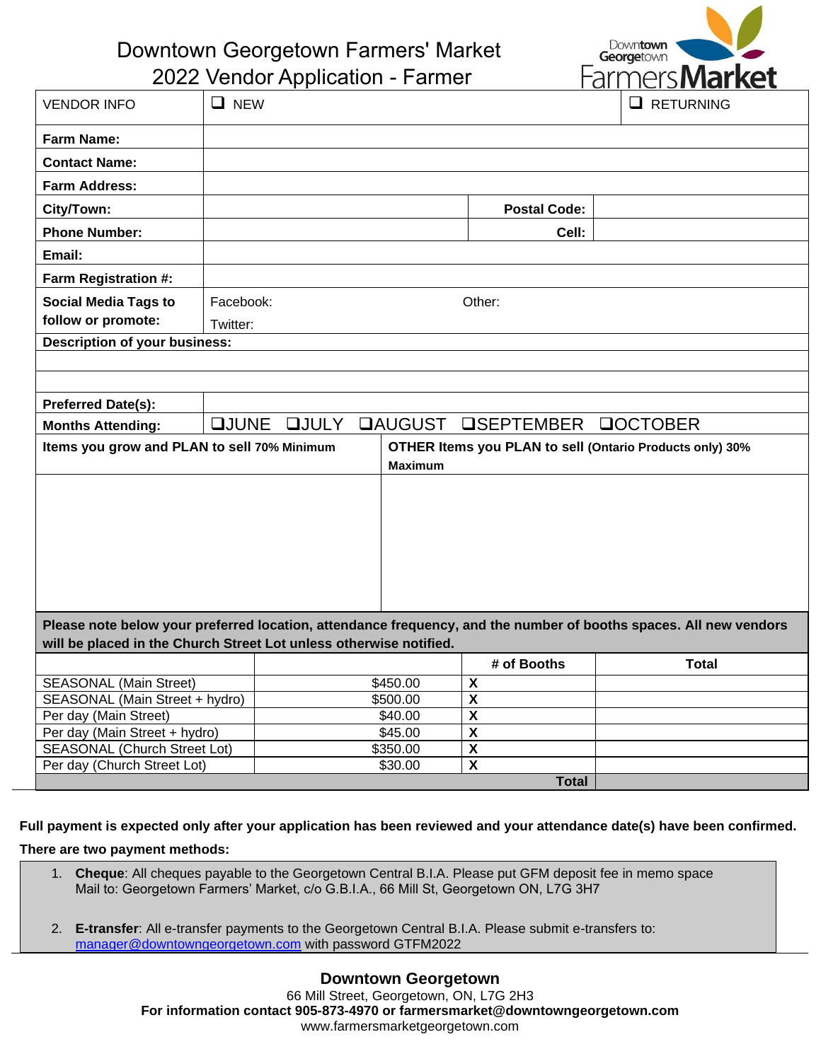# Downtown Georgetown Farmers' Market
## 2022 Vendor Application - Farmer

| | | | |
|---|---|---|---|
| VENDOR INFO | ❑ NEW | | ❑ RETURNING |
| **Farm Name:** | | | |
| **Contact Name:** | | | |
| **Farm Address:** | | | |
| **City/Town:** | | **Postal Code:** | |
| **Phone Number:** | | **Cell:** | |
| **Email:** | | | |
| **Farm Registration #:** | | | |
| **Social Media Tags to follow or promote:** | Facebook: Twitter: | Other: | |
| **Description of your business:** | | | |
| | | | |
| | | | |
| **Preferred Date(s):** | | | |
| **Months Attending:** | ❑JUNE ❑JULY ❑AUGUST ❑SEPTEMBER ❑OCTOBER | | |

| **Items you grow and PLAN to sell 70% Minimum** | **OTHER Items you PLAN to sell (Ontario Products only) 30% Maximum** |
|---|---|
| | |

**Please note below your preferred location, attendance frequency, and the number of booths spaces. All new vendors will be placed in the Church Street Lot unless otherwise notified.**

| | | # of Booths | Total |
|---|---|---|---|
| SEASONAL (Main Street) | $450.00 | X | |
| SEASONAL (Main Street + hydro) | $500.00 | X | |
| Per day (Main Street) | $40.00 | X | |
| Per day (Main Street + hydro) | $45.00 | X | |
| SEASONAL (Church Street Lot) | $350.00 | X | |
| Per day (Church Street Lot) | $30.00 | X | |
| | | **Total** | |

**Full payment is expected only after your application has been reviewed and your attendance date(s) have been confirmed.**

**There are two payment methods:**

1. **Cheque**: All cheques payable to the Georgetown Central B.I.A. Please put GFM deposit fee in memo space Mail to: Georgetown Farmers' Market, c/o G.B.I.A., 66 Mill St, Georgetown ON, L7G 3H7
2. **E-transfer**: All e-transfer payments to the Georgetown Central B.I.A. Please submit e-transfers to: manager@downtowngeorgetown.com with password GTFM2022

**Downtown Georgetown**
66 Mill Street, Georgetown, ON, L7G 2H3
**For information contact 905-873-4970 or farmersmarket@downtowngeorgetown.com**
www.farmersmarketgeorgetown.com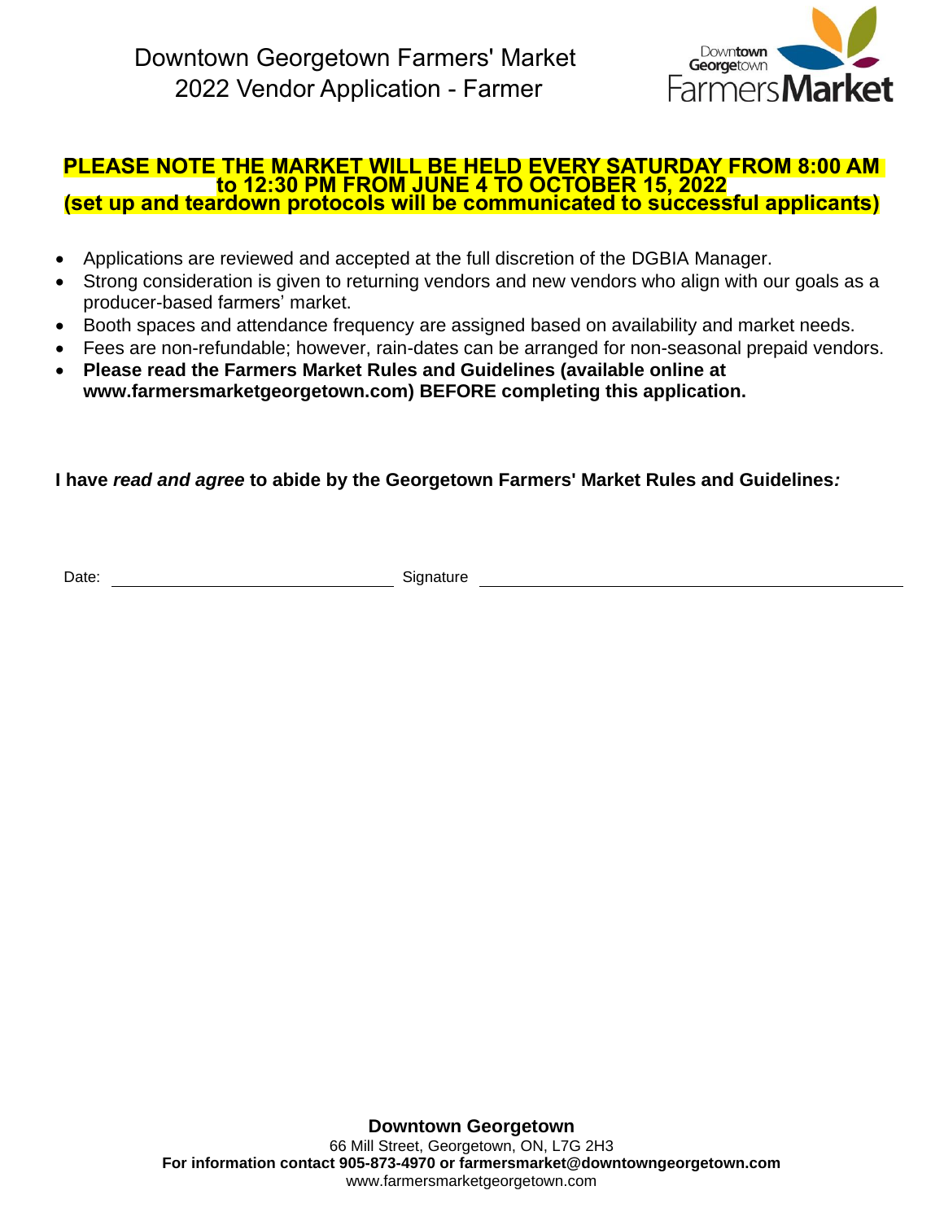# Downtown Georgetown Farmers' Market
# 2022 Vendor Application - Farmer

Downtown Georgetown Farmers Market

**PLEASE NOTE THE MARKET WILL BE HELD EVERY SATURDAY FROM 8:00 AM to 12:30 PM FROM JUNE 4 TO OCTOBER 15, 2022**
**(set up and teardown protocols will be communicated to successful applicants)**

- Applications are reviewed and accepted at the full discretion of the DGBIA Manager.
- Strong consideration is given to returning vendors and new vendors who align with our goals as a producer-based farmers' market.
- Booth spaces and attendance frequency are assigned based on availability and market needs.
- Fees are non-refundable; however, rain-dates can be arranged for non-seasonal prepaid vendors.
- **Please read the Farmers Market Rules and Guidelines (available online at www.farmersmarketgeorgetown.com) BEFORE completing this application.**

**I have *read and agree* to abide by the Georgetown Farmers' Market Rules and Guidelines*:***

Date: ______________________________ Signature ______________________________________________

**Downtown Georgetown**
66 Mill Street, Georgetown, ON, L7G 2H3
**For information contact 905-873-4970 or farmersmarket@downtowngeorgetown.com**
www.farmersmarketgeorgetown.com